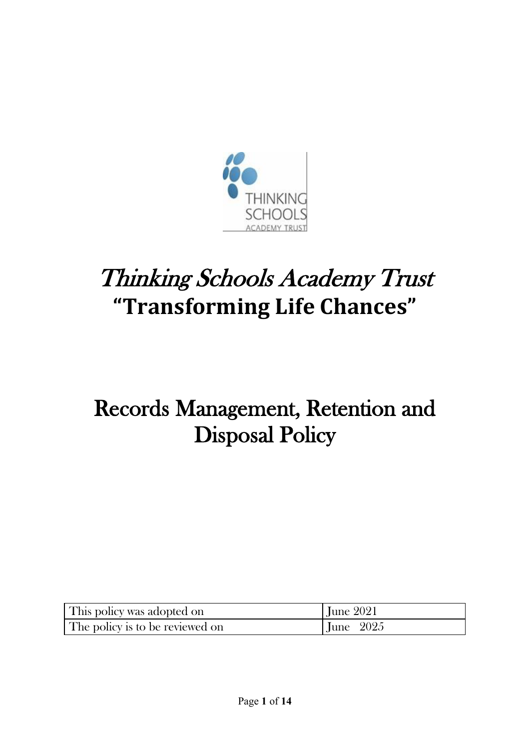# *Thinking Schools Academy Trust*

## "Transforming Life Chances"

# Records Management, Retention and Disposal Policy

| This policy was adopted on | June 2021 |
| --- | --- |
| The policy is to be reviewed on | June 2025 |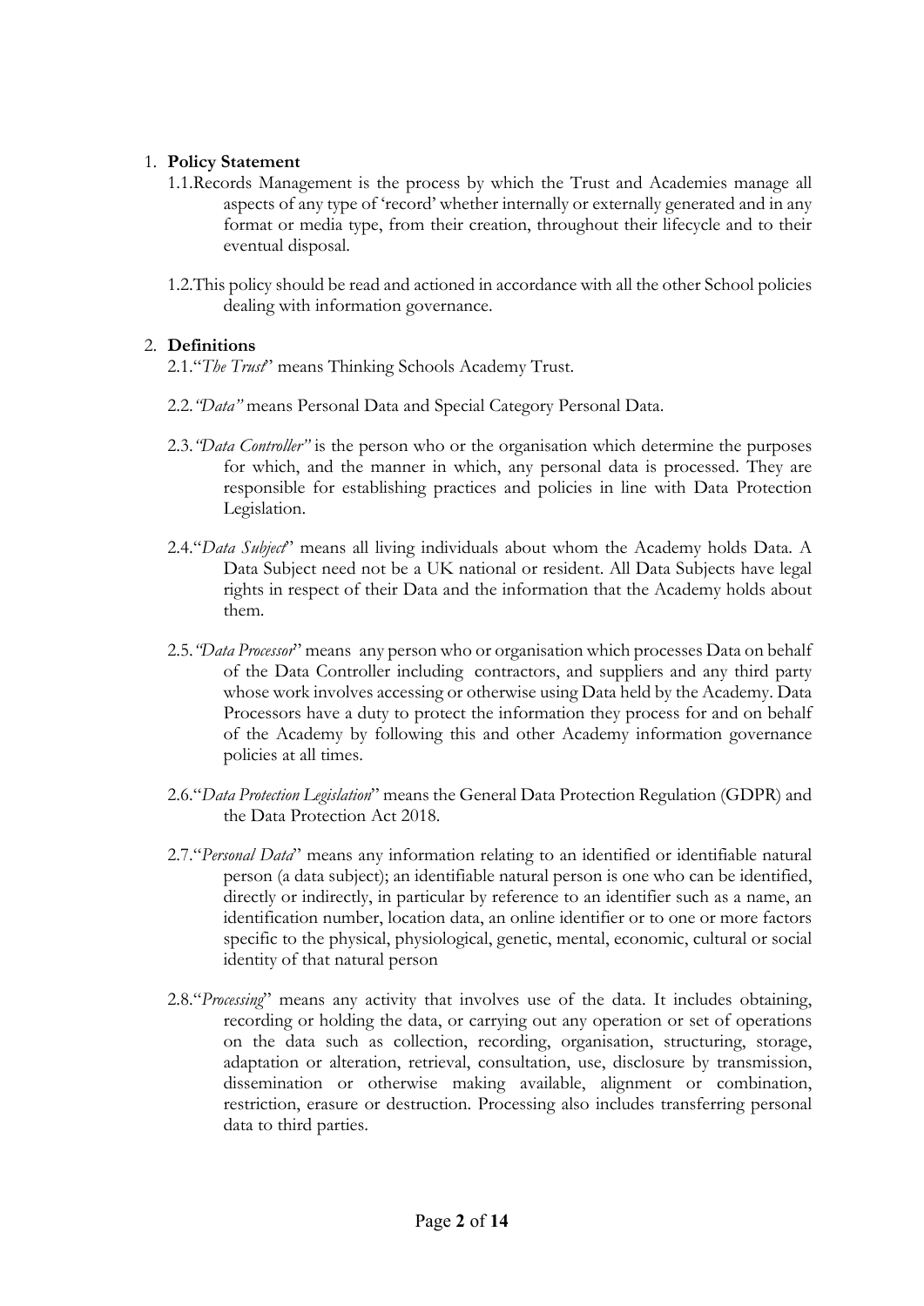1. **Policy Statement**

   1.1. Records Management is the process by which the Trust and Academies manage all aspects of any type of 'record' whether internally or externally generated and in any format or media type, from their creation, throughout their lifecycle and to their eventual disposal.

   1.2. This policy should be read and actioned in accordance with all the other School policies dealing with information governance.

2. **Definitions**

   2.1. "*The Trust*" means Thinking Schools Academy Trust.

   2.2. *"Data"* means Personal Data and Special Category Personal Data.

   2.3. *"Data Controller"* is the person who or the organisation which determine the purposes for which, and the manner in which, any personal data is processed. They are responsible for establishing practices and policies in line with Data Protection Legislation.

   2.4. "*Data Subject*" means all living individuals about whom the Academy holds Data. A Data Subject need not be a UK national or resident. All Data Subjects have legal rights in respect of their Data and the information that the Academy holds about them.

   2.5. *"Data Processor*" means any person who or organisation which processes Data on behalf of the Data Controller including contractors, and suppliers and any third party whose work involves accessing or otherwise using Data held by the Academy. Data Processors have a duty to protect the information they process for and on behalf of the Academy by following this and other Academy information governance policies at all times.

   2.6. "*Data Protection Legislation*" means the General Data Protection Regulation (GDPR) and the Data Protection Act 2018.

   2.7. "*Personal Data*" means any information relating to an identified or identifiable natural person (a data subject); an identifiable natural person is one who can be identified, directly or indirectly, in particular by reference to an identifier such as a name, an identification number, location data, an online identifier or to one or more factors specific to the physical, physiological, genetic, mental, economic, cultural or social identity of that natural person

   2.8. "*Processing*" means any activity that involves use of the data. It includes obtaining, recording or holding the data, or carrying out any operation or set of operations on the data such as collection, recording, organisation, structuring, storage, adaptation or alteration, retrieval, consultation, use, disclosure by transmission, dissemination or otherwise making available, alignment or combination, restriction, erasure or destruction. Processing also includes transferring personal data to third parties.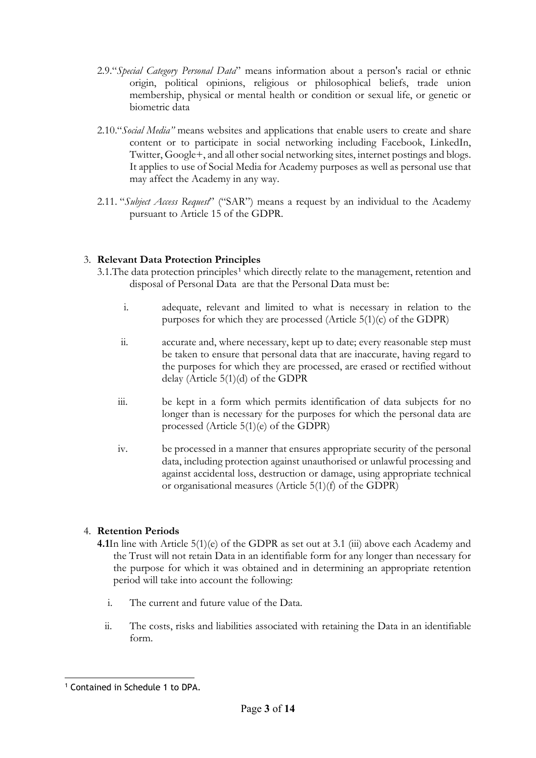2.9. "*Special Category Personal Data*" means information about a person's racial or ethnic origin, political opinions, religious or philosophical beliefs, trade union membership, physical or mental health or condition or sexual life, or genetic or biometric data

2.10. "*Social Media"* means websites and applications that enable users to create and share content or to participate in social networking including Facebook, LinkedIn, Twitter, Google+, and all other social networking sites, internet postings and blogs. It applies to use of Social Media for Academy purposes as well as personal use that may affect the Academy in any way.

2.11. "*Subject Access Request*" ("SAR") means a request by an individual to the Academy pursuant to Article 15 of the GDPR.

## 3. **Relevant Data Protection Principles**

3.1. The data protection principles[1] which directly relate to the management, retention and disposal of Personal Data are that the Personal Data must be:

i. adequate, relevant and limited to what is necessary in relation to the purposes for which they are processed (Article 5(1)(c) of the GDPR)

ii. accurate and, where necessary, kept up to date; every reasonable step must be taken to ensure that personal data that are inaccurate, having regard to the purposes for which they are processed, are erased or rectified without delay (Article 5(1)(d) of the GDPR

iii. be kept in a form which permits identification of data subjects for no longer than is necessary for the purposes for which the personal data are processed (Article 5(1)(e) of the GDPR)

iv. be processed in a manner that ensures appropriate security of the personal data, including protection against unauthorised or unlawful processing and against accidental loss, destruction or damage, using appropriate technical or organisational measures (Article 5(1)(f) of the GDPR)

## 4. **Retention Periods**

**4.1** In line with Article 5(1)(e) of the GDPR as set out at 3.1 (iii) above each Academy and the Trust will not retain Data in an identifiable form for any longer than necessary for the purpose for which it was obtained and in determining an appropriate retention period will take into account the following:

i. The current and future value of the Data.

ii. The costs, risks and liabilities associated with retaining the Data in an identifiable form.

[1] Contained in Schedule 1 to DPA.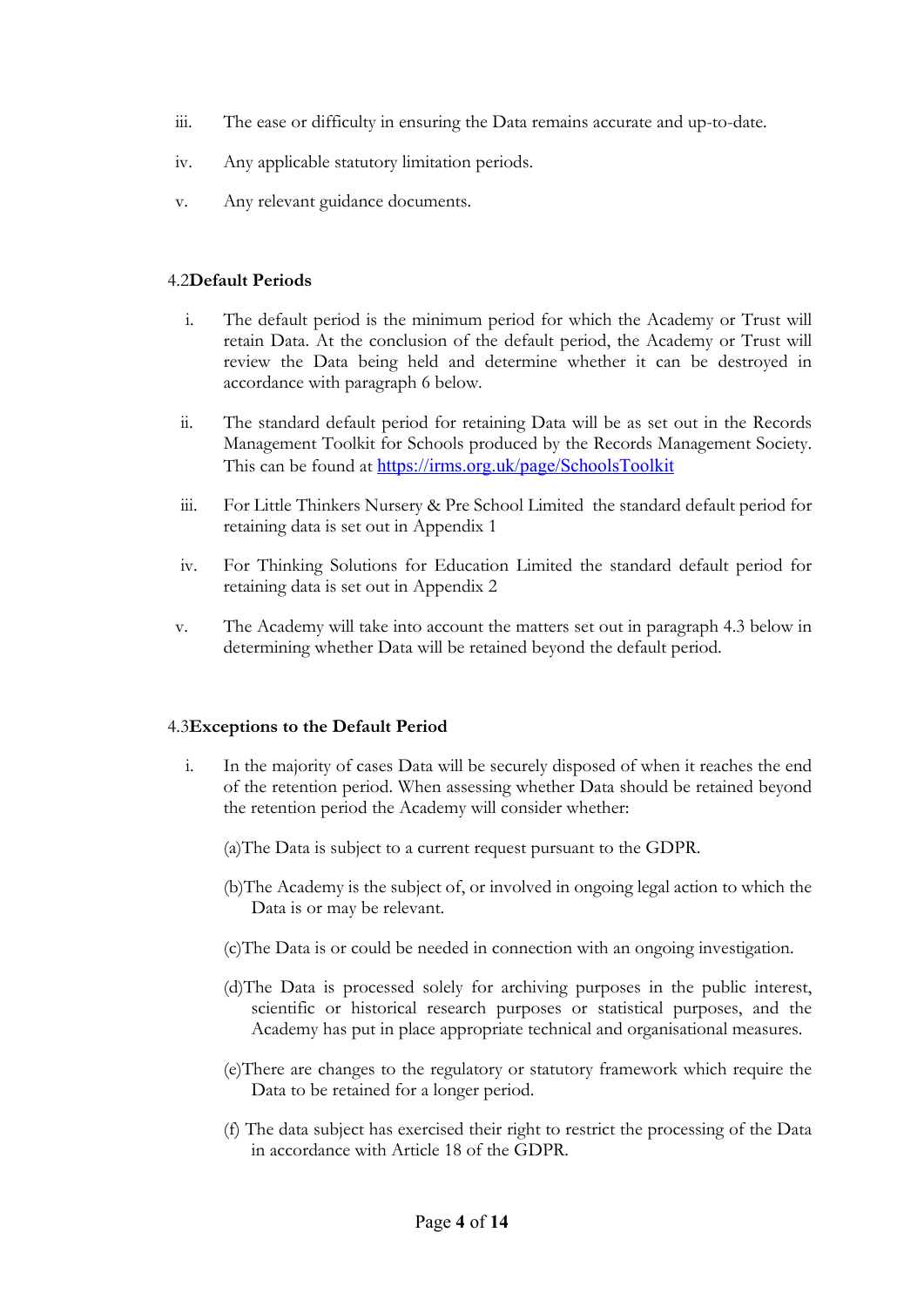iii. The ease or difficulty in ensuring the Data remains accurate and up-to-date.

iv. Any applicable statutory limitation periods.

v. Any relevant guidance documents.

### 4.2 Default Periods

i. The default period is the minimum period for which the Academy or Trust will retain Data. At the conclusion of the default period, the Academy or Trust will review the Data being held and determine whether it can be destroyed in accordance with paragraph 6 below.

ii. The standard default period for retaining Data will be as set out in the Records Management Toolkit for Schools produced by the Records Management Society. This can be found at [https://irms.org.uk/page/SchoolsToolkit](https://irms.org.uk/page/SchoolsToolkit)

iii. For Little Thinkers Nursery & Pre School Limited the standard default period for retaining data is set out in Appendix 1

iv. For Thinking Solutions for Education Limited the standard default period for retaining data is set out in Appendix 2

v. The Academy will take into account the matters set out in paragraph 4.3 below in determining whether Data will be retained beyond the default period.

### 4.3 Exceptions to the Default Period

i. In the majority of cases Data will be securely disposed of when it reaches the end of the retention period. When assessing whether Data should be retained beyond the retention period the Academy will consider whether:

(a) The Data is subject to a current request pursuant to the GDPR.

(b) The Academy is the subject of, or involved in ongoing legal action to which the Data is or may be relevant.

(c) The Data is or could be needed in connection with an ongoing investigation.

(d) The Data is processed solely for archiving purposes in the public interest, scientific or historical research purposes or statistical purposes, and the Academy has put in place appropriate technical and organisational measures.

(e) There are changes to the regulatory or statutory framework which require the Data to be retained for a longer period.

(f) The data subject has exercised their right to restrict the processing of the Data in accordance with Article 18 of the GDPR.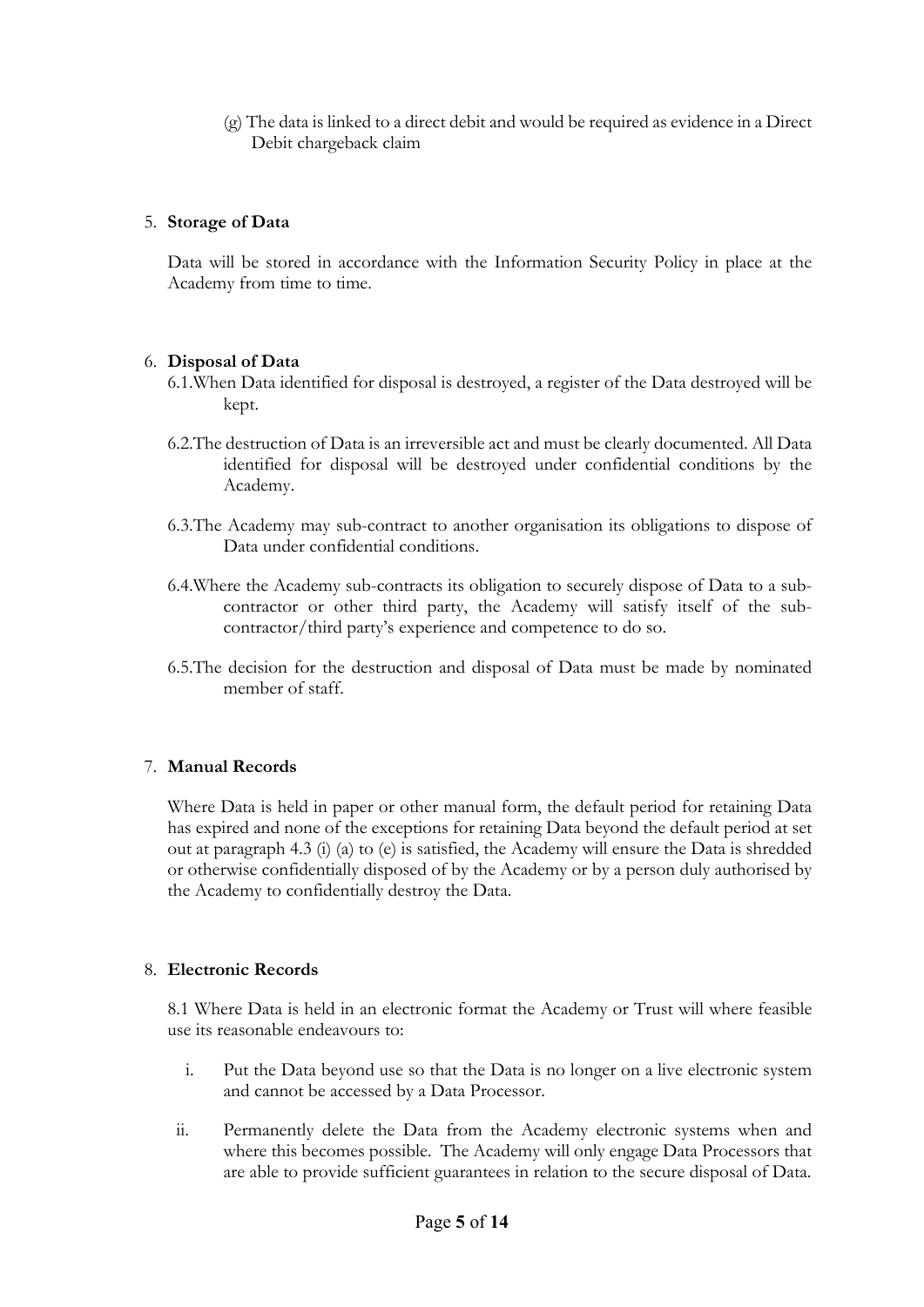(g) The data is linked to a direct debit and would be required as evidence in a Direct Debit chargeback claim

5. **Storage of Data**

   Data will be stored in accordance with the Information Security Policy in place at the Academy from time to time.

6. **Disposal of Data**

   6.1. When Data identified for disposal is destroyed, a register of the Data destroyed will be kept.

   6.2. The destruction of Data is an irreversible act and must be clearly documented. All Data identified for disposal will be destroyed under confidential conditions by the Academy.

   6.3. The Academy may sub-contract to another organisation its obligations to dispose of Data under confidential conditions.

   6.4. Where the Academy sub-contracts its obligation to securely dispose of Data to a sub-contractor or other third party, the Academy will satisfy itself of the sub-contractor/third party's experience and competence to do so.

   6.5. The decision for the destruction and disposal of Data must be made by nominated member of staff.

7. **Manual Records**

   Where Data is held in paper or other manual form, the default period for retaining Data has expired and none of the exceptions for retaining Data beyond the default period at set out at paragraph 4.3 (i) (a) to (e) is satisfied, the Academy will ensure the Data is shredded or otherwise confidentially disposed of by the Academy or by a person duly authorised by the Academy to confidentially destroy the Data.

8. **Electronic Records**

   8.1 Where Data is held in an electronic format the Academy or Trust will where feasible use its reasonable endeavours to:

   i. Put the Data beyond use so that the Data is no longer on a live electronic system and cannot be accessed by a Data Processor.

   ii. Permanently delete the Data from the Academy electronic systems when and where this becomes possible. The Academy will only engage Data Processors that are able to provide sufficient guarantees in relation to the secure disposal of Data.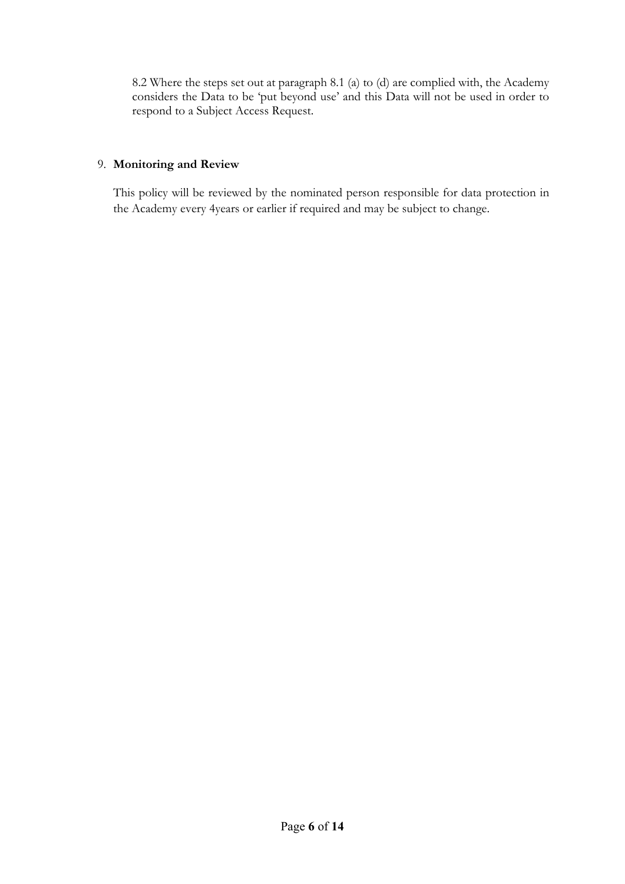8.2 Where the steps set out at paragraph 8.1 (a) to (d) are complied with, the Academy considers the Data to be 'put beyond use' and this Data will not be used in order to respond to a Subject Access Request.

9. **Monitoring and Review**

This policy will be reviewed by the nominated person responsible for data protection in the Academy every 4years or earlier if required and may be subject to change.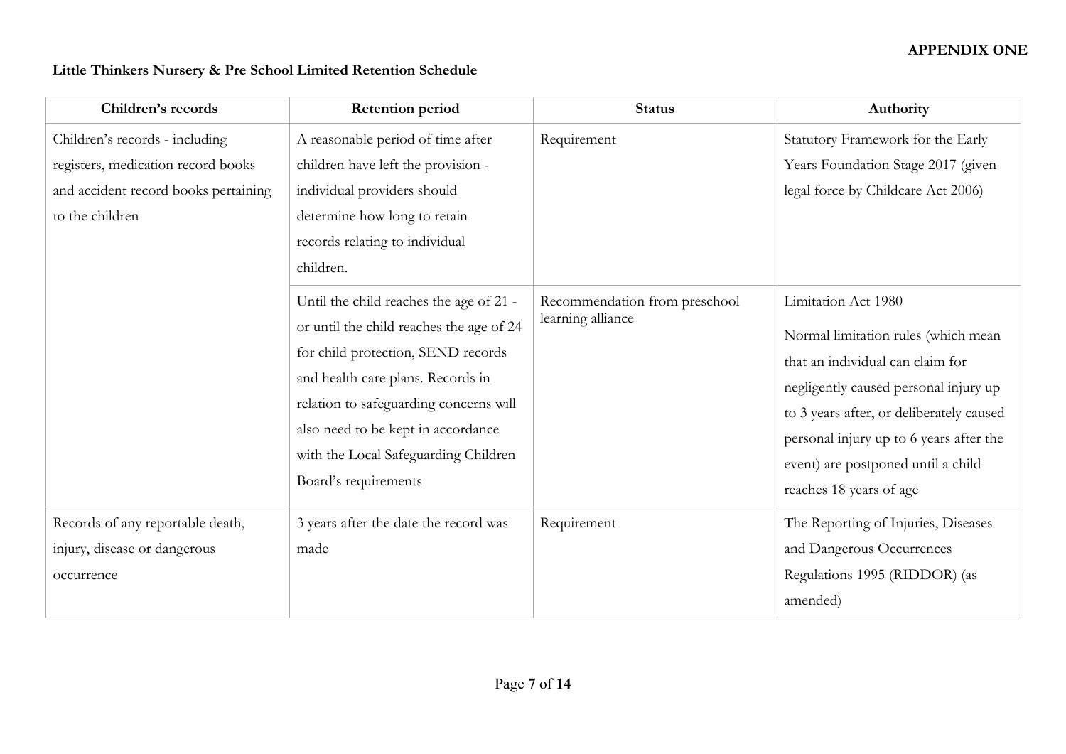**APPENDIX ONE**

**Little Thinkers Nursery & Pre School Limited Retention Schedule**

| Children's records | Retention period | Status | Authority |
|---|---|---|---|
| Children's records - including registers, medication record books and accident record books pertaining to the children | A reasonable period of time after children have left the provision - individual providers should determine how long to retain records relating to individual children. | Requirement | Statutory Framework for the Early Years Foundation Stage 2017 (given legal force by Childcare Act 2006) |
| | Until the child reaches the age of 21 - or until the child reaches the age of 24 for child protection, SEND records and health care plans. Records in relation to safeguarding concerns will also need to be kept in accordance with the Local Safeguarding Children Board's requirements | Recommendation from preschool learning alliance | Limitation Act 1980<br><br>Normal limitation rules (which mean that an individual can claim for negligently caused personal injury up to 3 years after, or deliberately caused personal injury up to 6 years after the event) are postponed until a child reaches 18 years of age |
| Records of any reportable death, injury, disease or dangerous occurrence | 3 years after the date the record was made | Requirement | The Reporting of Injuries, Diseases and Dangerous Occurrences Regulations 1995 (RIDDOR) (as amended) |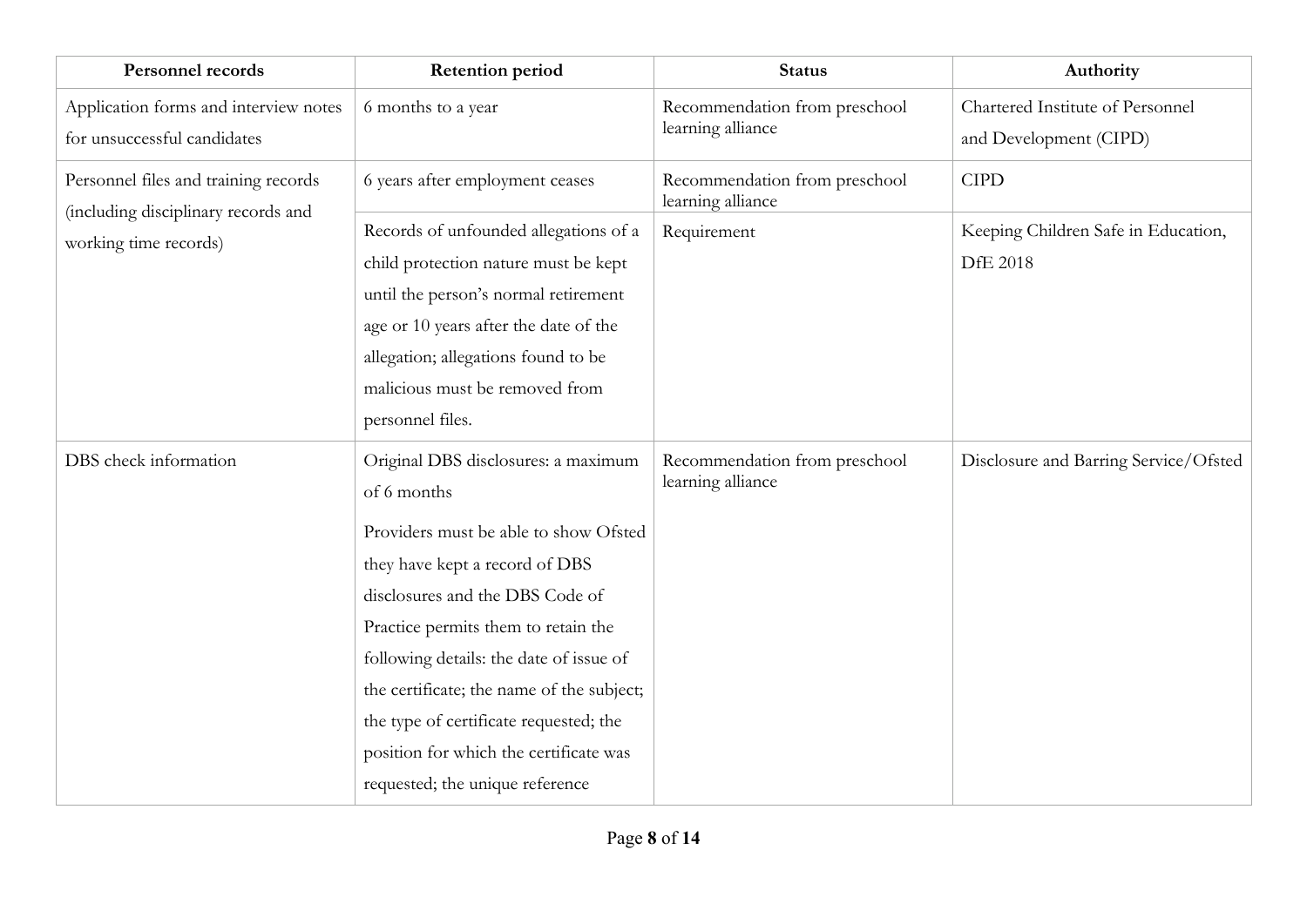| Personnel records | Retention period | Status | Authority |
|---|---|---|---|
| Application forms and interview notes for unsuccessful candidates | 6 months to a year | Recommendation from preschool learning alliance | Chartered Institute of Personnel and Development (CIPD) |
| Personnel files and training records (including disciplinary records and working time records) | 6 years after employment ceases | Recommendation from preschool learning alliance | CIPD |
| | Records of unfounded allegations of a child protection nature must be kept until the person's normal retirement age or 10 years after the date of the allegation; allegations found to be malicious must be removed from personnel files. | Requirement | Keeping Children Safe in Education, DfE 2018 |
| DBS check information | Original DBS disclosures: a maximum of 6 months<br><br>Providers must be able to show Ofsted they have kept a record of DBS disclosures and the DBS Code of Practice permits them to retain the following details: the date of issue of the certificate; the name of the subject; the type of certificate requested; the position for which the certificate was requested; the unique reference | Recommendation from preschool learning alliance | Disclosure and Barring Service/Ofsted |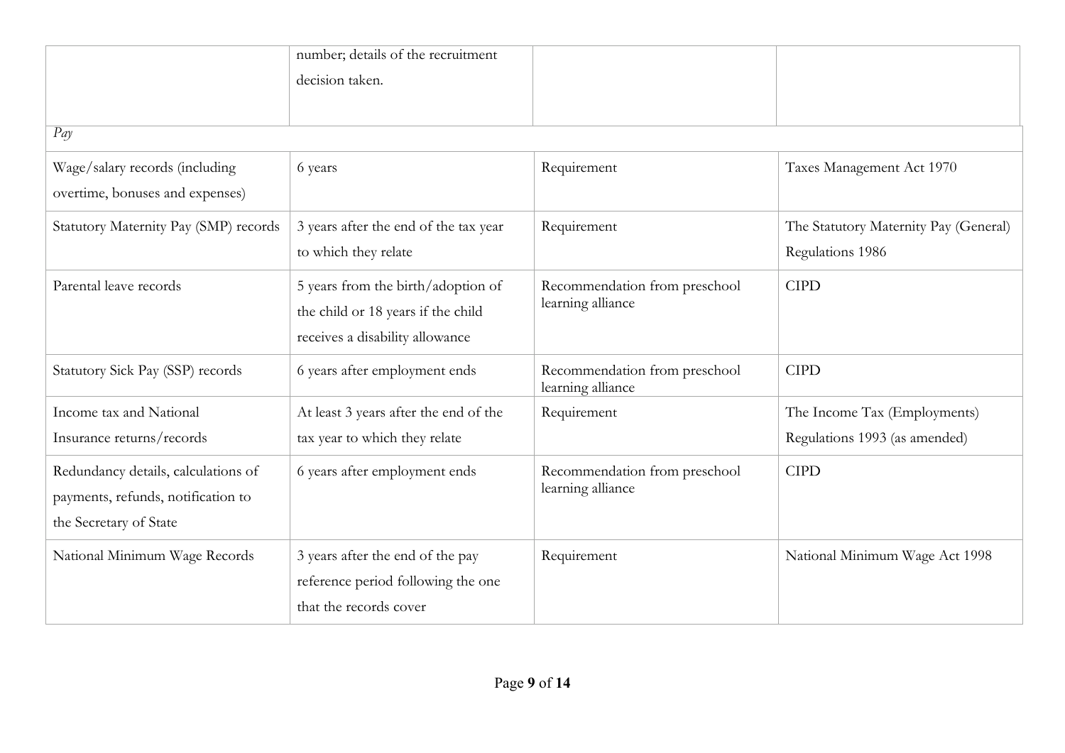| | | | |
|---|---|---|---|
| | number; details of the recruitment decision taken. | | |
| *Pay* | | | |
| Wage/salary records (including overtime, bonuses and expenses) | 6 years | Requirement | Taxes Management Act 1970 |
| Statutory Maternity Pay (SMP) records | 3 years after the end of the tax year to which they relate | Requirement | The Statutory Maternity Pay (General) Regulations 1986 |
| Parental leave records | 5 years from the birth/adoption of the child or 18 years if the child receives a disability allowance | Recommendation from preschool learning alliance | CIPD |
| Statutory Sick Pay (SSP) records | 6 years after employment ends | Recommendation from preschool learning alliance | CIPD |
| Income tax and National Insurance returns/records | At least 3 years after the end of the tax year to which they relate | Requirement | The Income Tax (Employments) Regulations 1993 (as amended) |
| Redundancy details, calculations of payments, refunds, notification to the Secretary of State | 6 years after employment ends | Recommendation from preschool learning alliance | CIPD |
| National Minimum Wage Records | 3 years after the end of the pay reference period following the one that the records cover | Requirement | National Minimum Wage Act 1998 |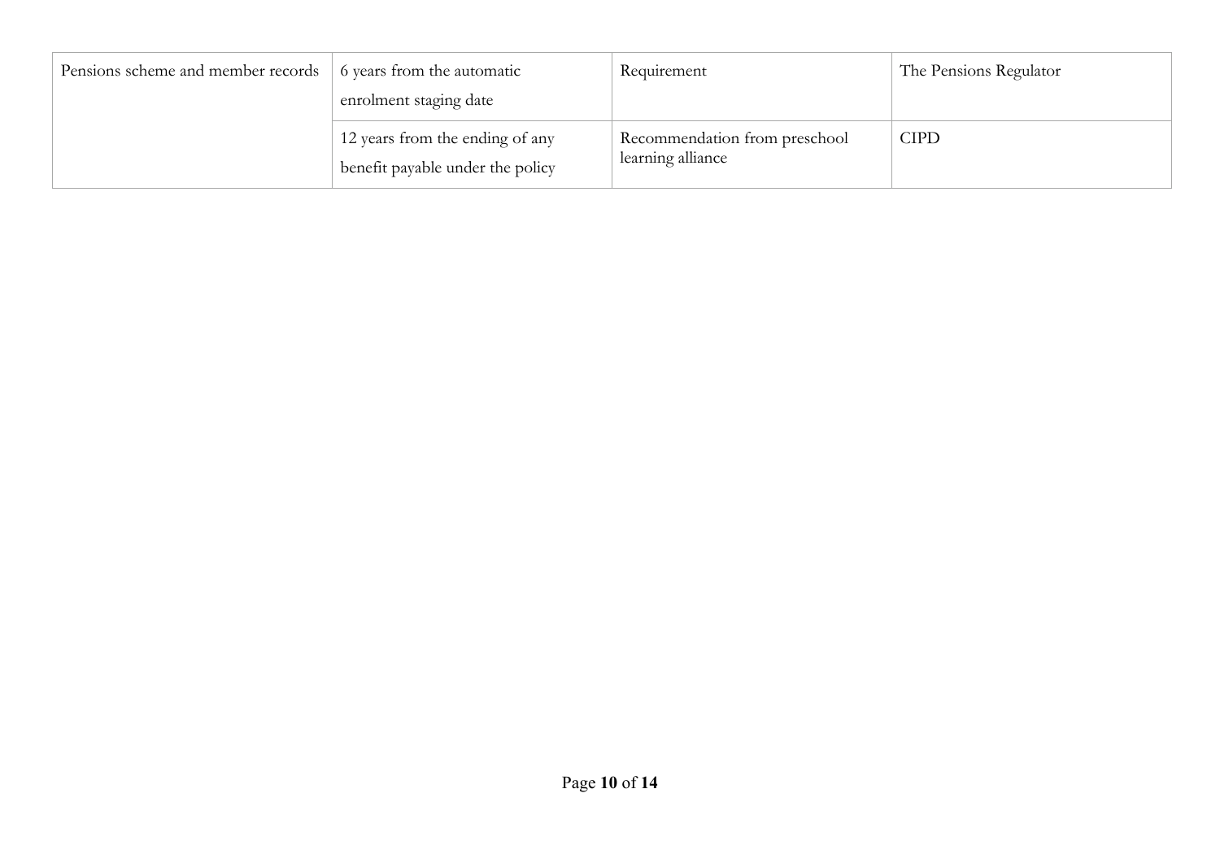| | | | |
|---|---|---|---|
| Pensions scheme and member records | 6 years from the automatic enrolment staging date | Requirement | The Pensions Regulator |
| | 12 years from the ending of any benefit payable under the policy | Recommendation from preschool learning alliance | CIPD |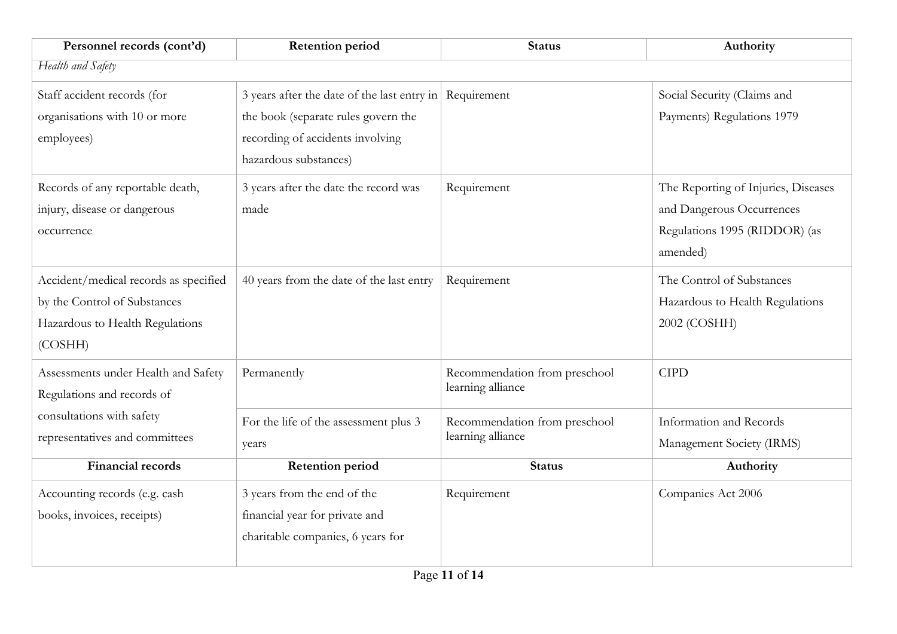| Personnel records (cont'd) | Retention period | Status | Authority |
| --- | --- | --- | --- |
| *Health and Safety* | | | |
| Staff accident records (for organisations with 10 or more employees) | 3 years after the date of the last entry in the book (separate rules govern the recording of accidents involving hazardous substances) | Requirement | Social Security (Claims and Payments) Regulations 1979 |
| Records of any reportable death, injury, disease or dangerous occurrence | 3 years after the date the record was made | Requirement | The Reporting of Injuries, Diseases and Dangerous Occurrences Regulations 1995 (RIDDOR) (as amended) |
| Accident/medical records as specified by the Control of Substances Hazardous to Health Regulations (COSHH) | 40 years from the date of the last entry | Requirement | The Control of Substances Hazardous to Health Regulations 2002 (COSHH) |
| Assessments under Health and Safety Regulations and records of consultations with safety representatives and committees | Permanently | Recommendation from preschool learning alliance | CIPD |
| | For the life of the assessment plus 3 years | Recommendation from preschool learning alliance | Information and Records Management Society (IRMS) |

| Financial records | Retention period | Status | Authority |
| --- | --- | --- | --- |
| Accounting records (e.g. cash books, invoices, receipts) | 3 years from the end of the financial year for private and charitable companies, 6 years for | Requirement | Companies Act 2006 |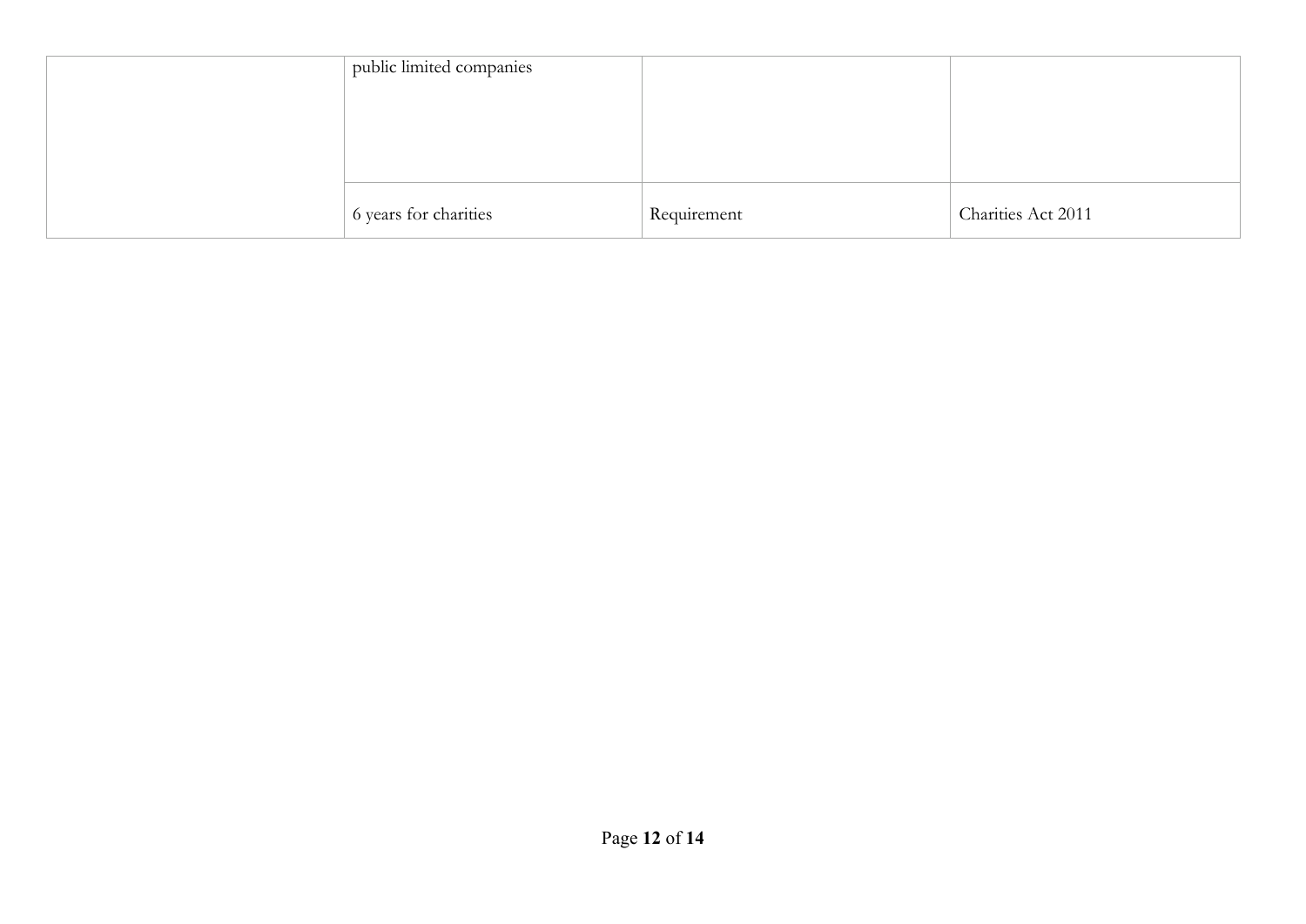| | | | |
|---|---|---|---|
| | public limited companies | | |
| | 6 years for charities | Requirement | Charities Act 2011 |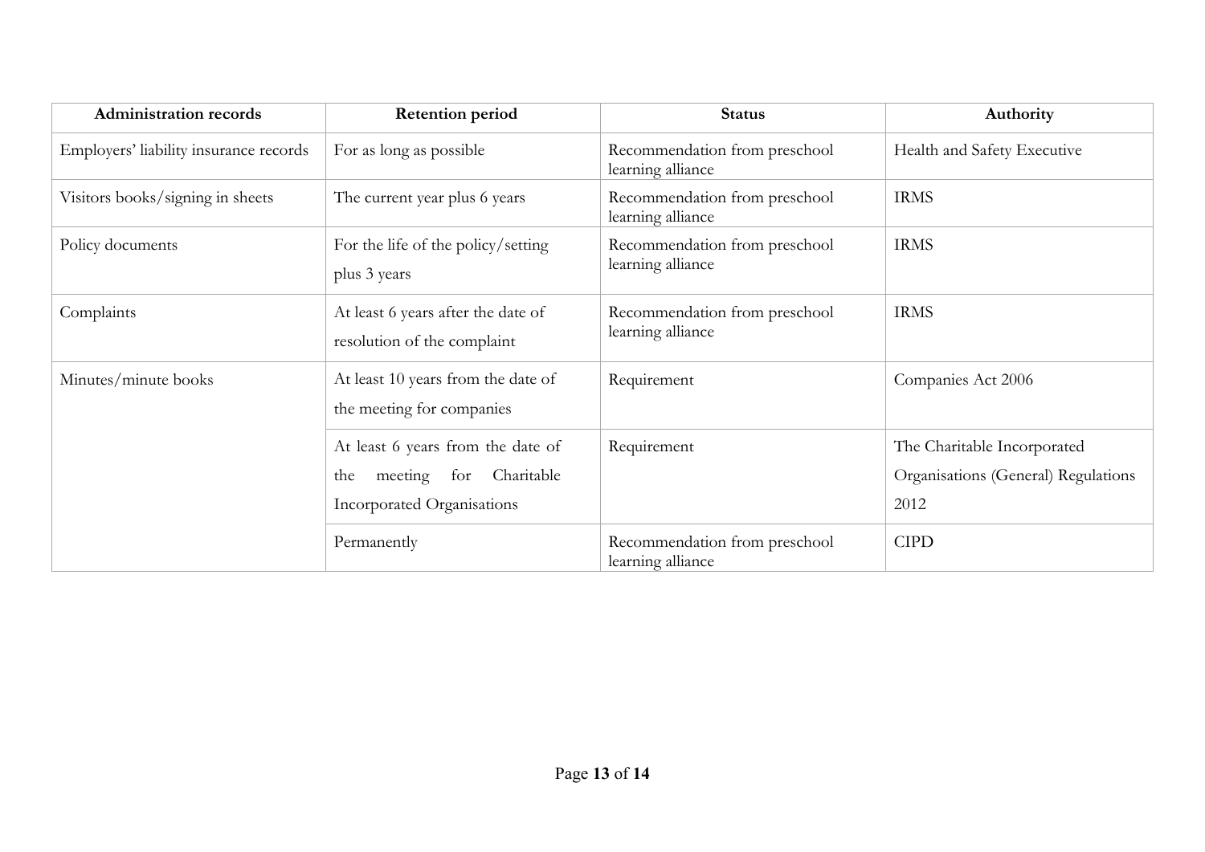| Administration records | Retention period | Status | Authority |
|---|---|---|---|
| Employers' liability insurance records | For as long as possible | Recommendation from preschool learning alliance | Health and Safety Executive |
| Visitors books/signing in sheets | The current year plus 6 years | Recommendation from preschool learning alliance | IRMS |
| Policy documents | For the life of the policy/setting plus 3 years | Recommendation from preschool learning alliance | IRMS |
| Complaints | At least 6 years after the date of resolution of the complaint | Recommendation from preschool learning alliance | IRMS |
| Minutes/minute books | At least 10 years from the date of the meeting for companies | Requirement | Companies Act 2006 |
| | At least 6 years from the date of the meeting for Charitable Incorporated Organisations | Requirement | The Charitable Incorporated Organisations (General) Regulations 2012 |
| | Permanently | Recommendation from preschool learning alliance | CIPD |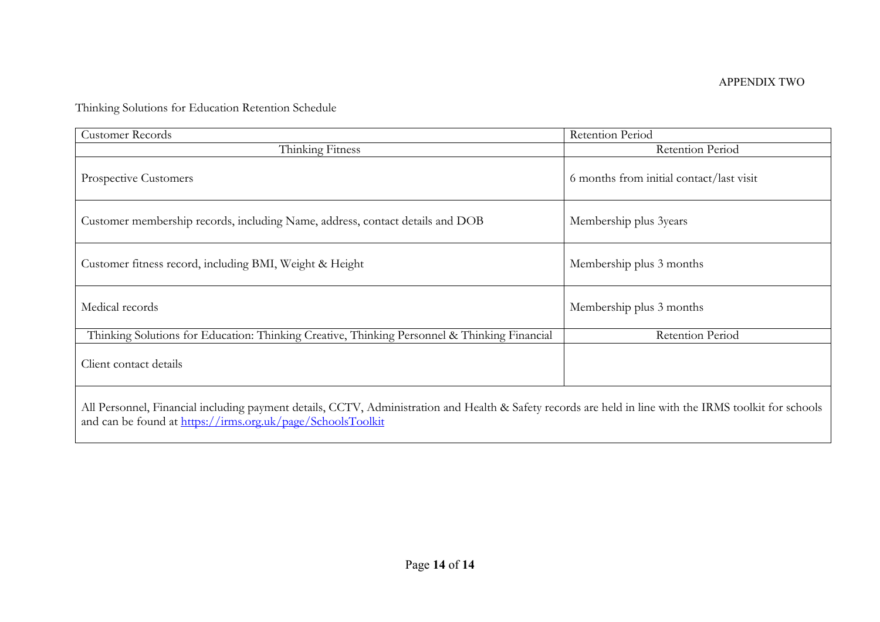APPENDIX TWO

Thinking Solutions for Education Retention Schedule

| Customer Records | Retention Period |
|---|---|
| Thinking Fitness | Retention Period |
| Prospective Customers | 6 months from initial contact/last visit |
| Customer membership records, including Name, address, contact details and DOB | Membership plus 3years |
| Customer fitness record, including BMI, Weight & Height | Membership plus 3 months |
| Medical records | Membership plus 3 months |
| Thinking Solutions for Education: Thinking Creative, Thinking Personnel & Thinking Financial | Retention Period |
| Client contact details | |
| All Personnel, Financial including payment details, CCTV, Administration and Health & Safety records are held in line with the IRMS toolkit for schools and can be found at https://irms.org.uk/page/SchoolsToolkit | |